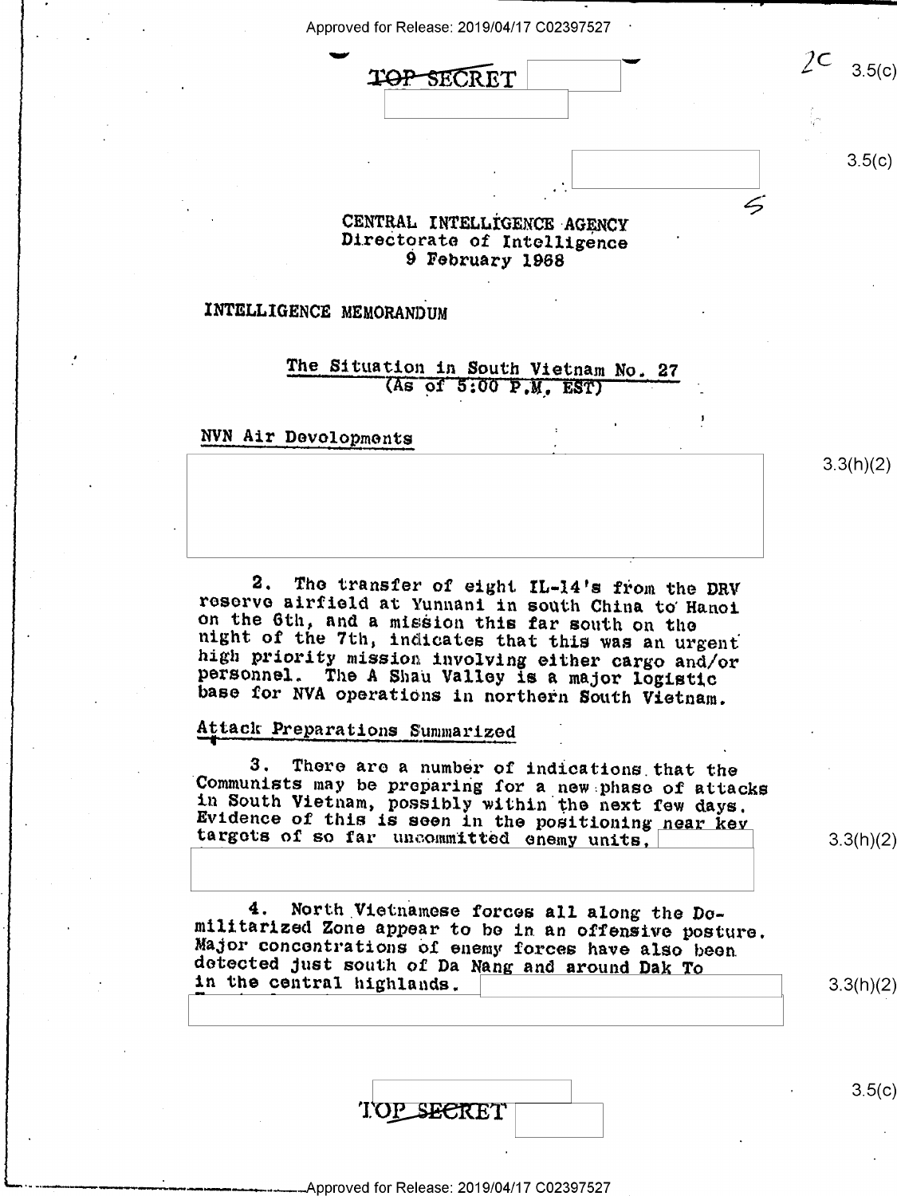TOP SECRET

CENTRAL INTELLIGENCE AGENCY
Directorate of Intelligence
9 February 1968

INTELLIGENCE MEMORANDUM

## The Situation in South Vietnam No. 27
(As of 5:00 P.M. EST)

### NVN Air Devolopments

2. The transfer of eight IL-14's from the DRV reserve airfield at Yunnani in south China to Hanoi on the 6th, and a mission this far south on the night of the 7th, indicates that this was an urgent high priority mission involving either cargo and/or personnel. The A Shau Valley is a major logistic base for NVA operations in northern South Vietnam.

### Attack Preparations Summarized

3. There are a number of indications that the Communists may be preparing for a new phase of attacks in South Vietnam, possibly within the next few days. Evidence of this is seen in the positioning near key targets of so far uncommitted enemy units,

4. North Vietnamese forces all along the Demilitarized Zone appear to be in an offensive posture. Major concentrations of enemy forces have also been detected just south of Da Nang and around Dak To in the central highlands.

TOP SECRET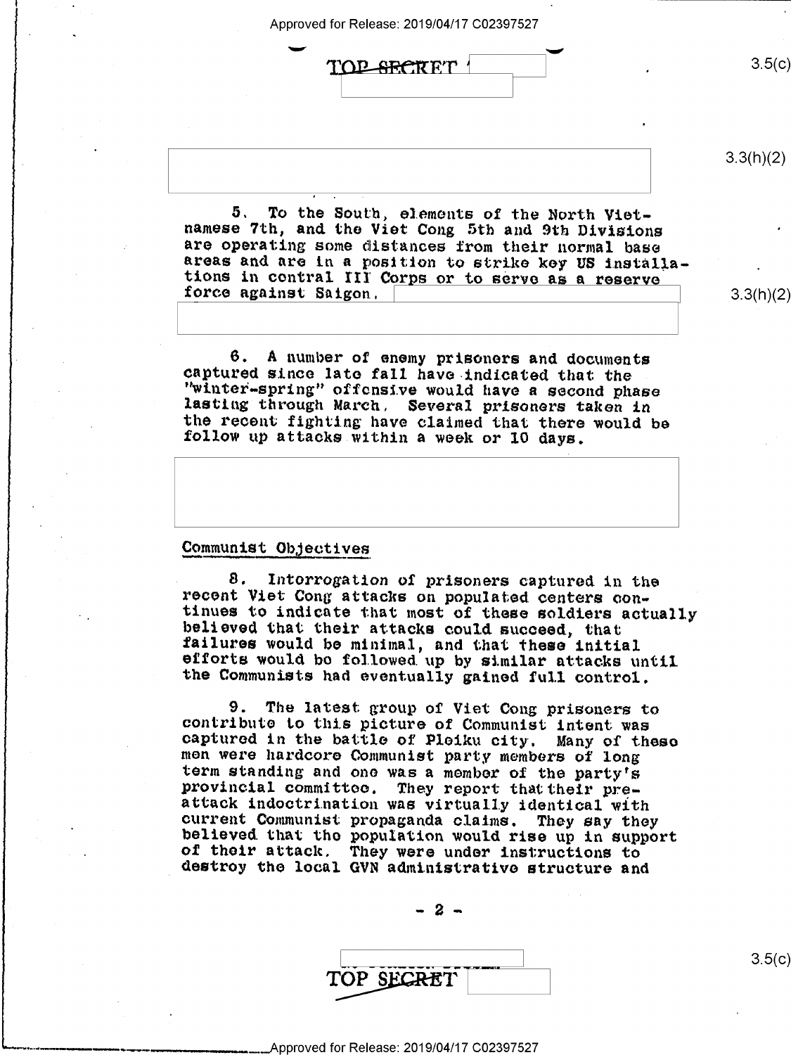5. To the South, elements of the North Vietnamese 7th, and the Viet Cong 5th and 9th Divisions are operating some distances from their normal base areas and are in a position to strike key US installations in central III Corps or to serve as a reserve force against Saigon.

6. A number of enemy prisoners and documents captured since late fall have indicated that the "winter-spring" offensive would have a second phase lasting through March. Several prisoners taken in the recent fighting have claimed that there would be follow up attacks within a week or 10 days.

## Communist Objectives

8. Interrogation of prisoners captured in the recent Viet Cong attacks on populated centers continues to indicate that most of these soldiers actually believed that their attacks could succeed, that failures would be minimal, and that these initial efforts would be followed up by similar attacks until the Communists had eventually gained full control.

9. The latest group of Viet Cong prisoners to contribute to this picture of Communist intent was captured in the battle of Pleiku city. Many of these men were hardcore Communist party members of long term standing and one was a member of the party's provincial committee. They report that their pre-attack indoctrination was virtually identical with current Communist propaganda claims. They say they believed that the population would rise up in support of their attack. They were under instructions to destroy the local GVN administrative structure and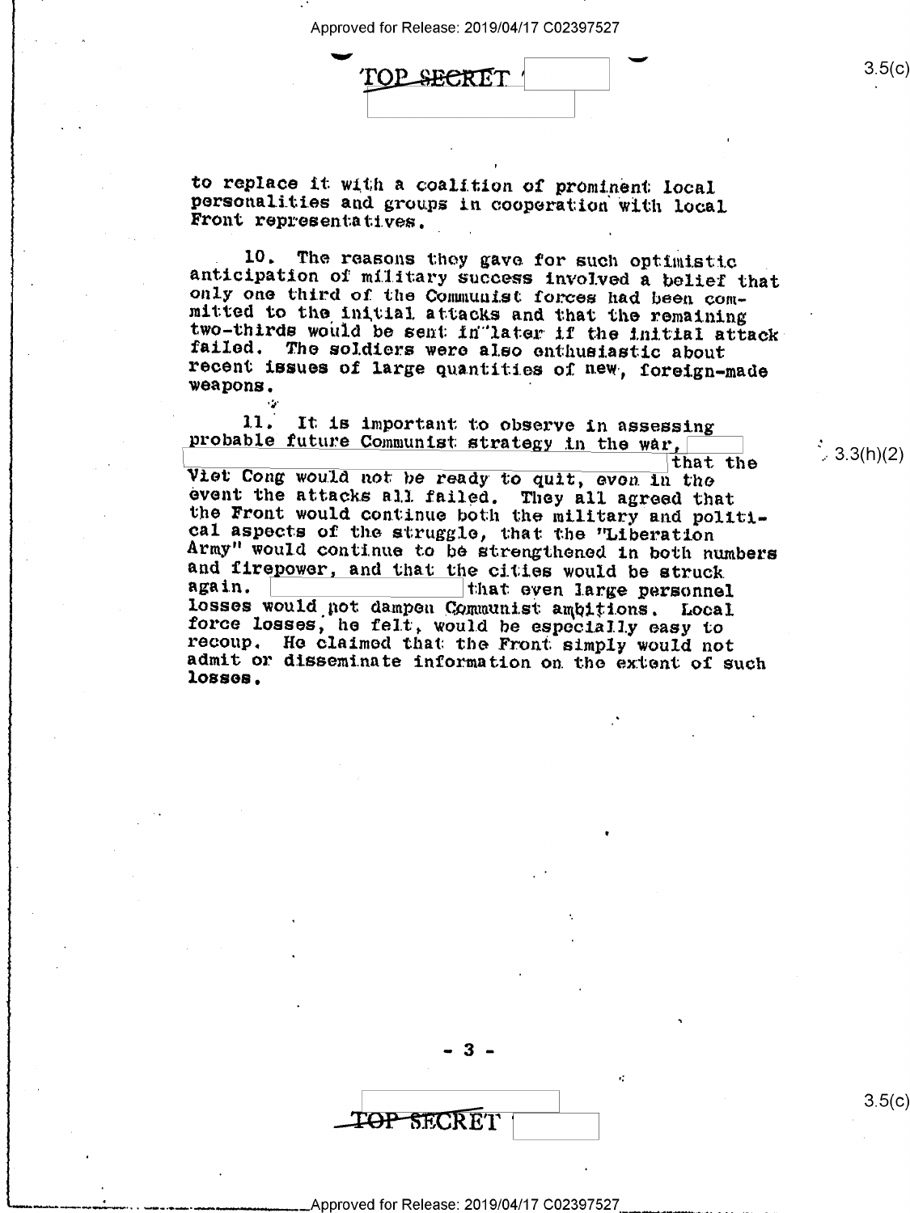to replace it with a coalition of prominent local personalities and groups in cooperation with local Front representatives.

10. The reasons they gave for such optimistic anticipation of military success involved a belief that only one third of the Communist forces had been committed to the initial attacks and that the remaining two-thirds would be sent in later if the initial attack failed. The soldiers were also enthusiastic about recent issues of large quantities of new, foreign-made weapons.

11. It is important to observe in assessing probable future Communist strategy in the war, [redacted] that the Viet Cong would not be ready to quit, even in the event the attacks all failed. They all agreed that the Front would continue both the military and political aspects of the struggle, that the "Liberation Army" would continue to be strengthened in both numbers and firepower, and that the cities would be struck again. [redacted] that even large personnel losses would not dampen Communist ambitions. Local force losses, he felt, would be especially easy to recoup. He claimed that the Front simply would not admit or disseminate information on the extent of such losses.